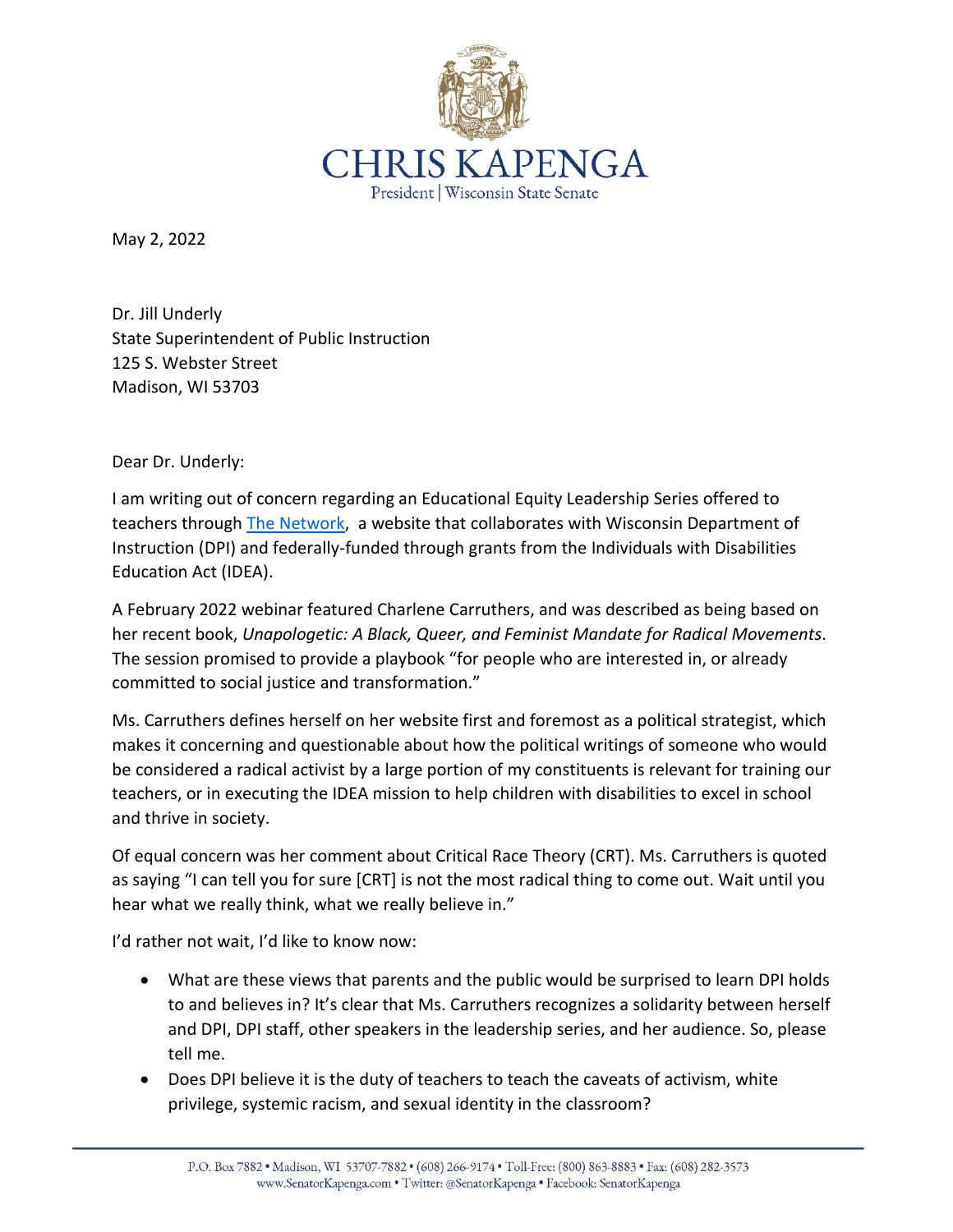# CHRIS KAPENGA

President | Wisconsin State Senate

May 2, 2022

Dr. Jill Underly
State Superintendent of Public Instruction
125 S. Webster Street
Madison, WI 53703

Dear Dr. Underly:

I am writing out of concern regarding an Educational Equity Leadership Series offered to teachers through The Network, a website that collaborates with Wisconsin Department of Instruction (DPI) and federally-funded through grants from the Individuals with Disabilities Education Act (IDEA).

A February 2022 webinar featured Charlene Carruthers, and was described as being based on her recent book, *Unapologetic: A Black, Queer, and Feminist Mandate for Radical Movements*. The session promised to provide a playbook "for people who are interested in, or already committed to social justice and transformation."

Ms. Carruthers defines herself on her website first and foremost as a political strategist, which makes it concerning and questionable about how the political writings of someone who would be considered a radical activist by a large portion of my constituents is relevant for training our teachers, or in executing the IDEA mission to help children with disabilities to excel in school and thrive in society.

Of equal concern was her comment about Critical Race Theory (CRT). Ms. Carruthers is quoted as saying "I can tell you for sure [CRT] is not the most radical thing to come out. Wait until you hear what we really think, what we really believe in."

I'd rather not wait, I'd like to know now:

- What are these views that parents and the public would be surprised to learn DPI holds to and believes in? It's clear that Ms. Carruthers recognizes a solidarity between herself and DPI, DPI staff, other speakers in the leadership series, and her audience. So, please tell me.
- Does DPI believe it is the duty of teachers to teach the caveats of activism, white privilege, systemic racism, and sexual identity in the classroom?

P.O. Box 7882 • Madison, WI 53707-7882 • (608) 266-9174 • Toll-Free: (800) 863-8883 • Fax: (608) 282-3573
www.SenatorKapenga.com • Twitter: @SenatorKapenga • Facebook: SenatorKapenga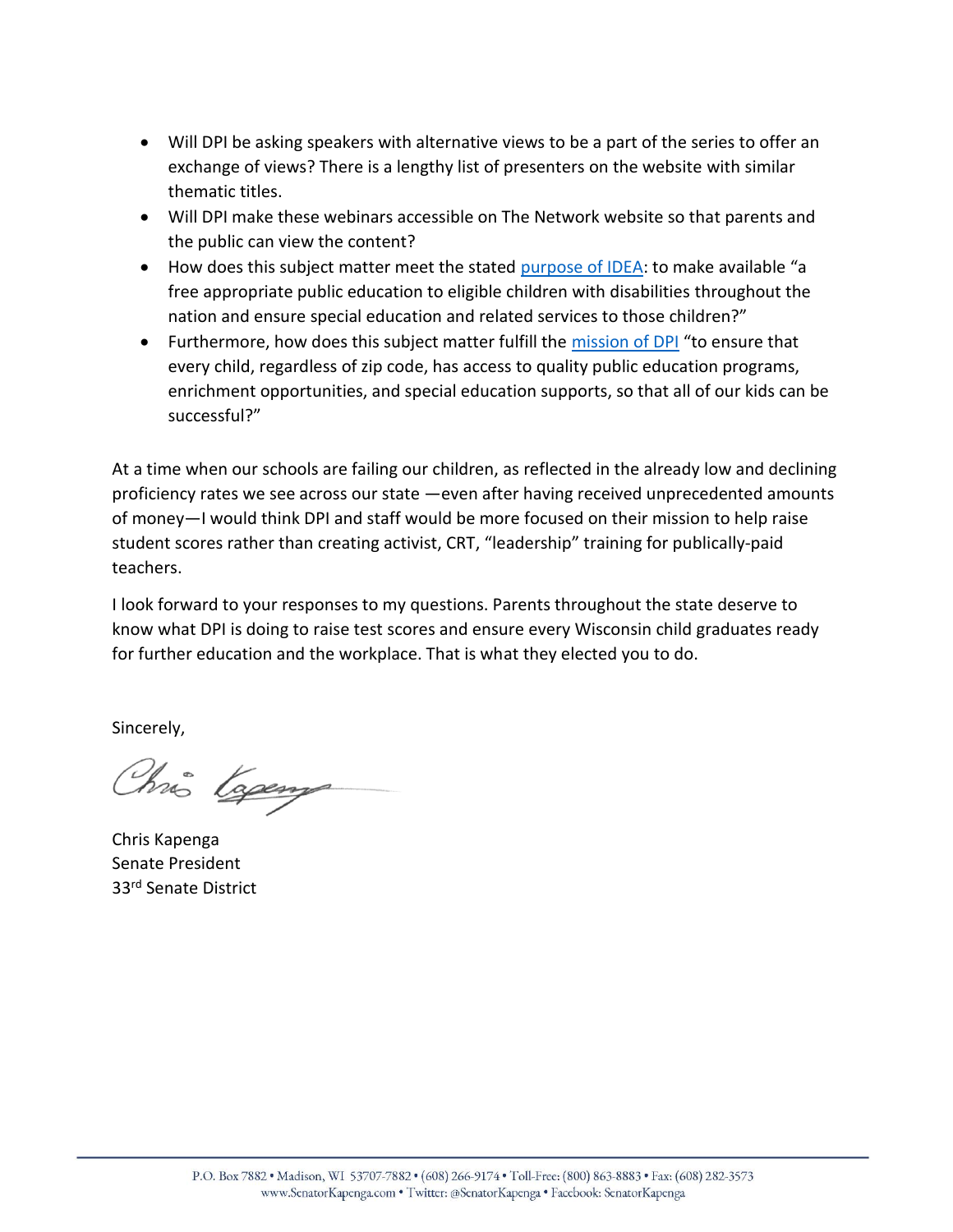- Will DPI be asking speakers with alternative views to be a part of the series to offer an exchange of views? There is a lengthy list of presenters on the website with similar thematic titles.
- Will DPI make these webinars accessible on The Network website so that parents and the public can view the content?
- How does this subject matter meet the stated purpose of IDEA: to make available "a free appropriate public education to eligible children with disabilities throughout the nation and ensure special education and related services to those children?"
- Furthermore, how does this subject matter fulfill the mission of DPI "to ensure that every child, regardless of zip code, has access to quality public education programs, enrichment opportunities, and special education supports, so that all of our kids can be successful?"

At a time when our schools are failing our children, as reflected in the already low and declining proficiency rates we see across our state —even after having received unprecedented amounts of money—I would think DPI and staff would be more focused on their mission to help raise student scores rather than creating activist, CRT, "leadership" training for publically-paid teachers.

I look forward to your responses to my questions. Parents throughout the state deserve to know what DPI is doing to raise test scores and ensure every Wisconsin child graduates ready for further education and the workplace. That is what they elected you to do.

Sincerely,

Chris Kapenga
Senate President
33rd Senate District

P.O. Box 7882 • Madison, WI 53707-7882 • (608) 266-9174 • Toll-Free: (800) 863-8883 • Fax: (608) 282-3573
www.SenatorKapenga.com • Twitter: @SenatorKapenga • Facebook: SenatorKapenga